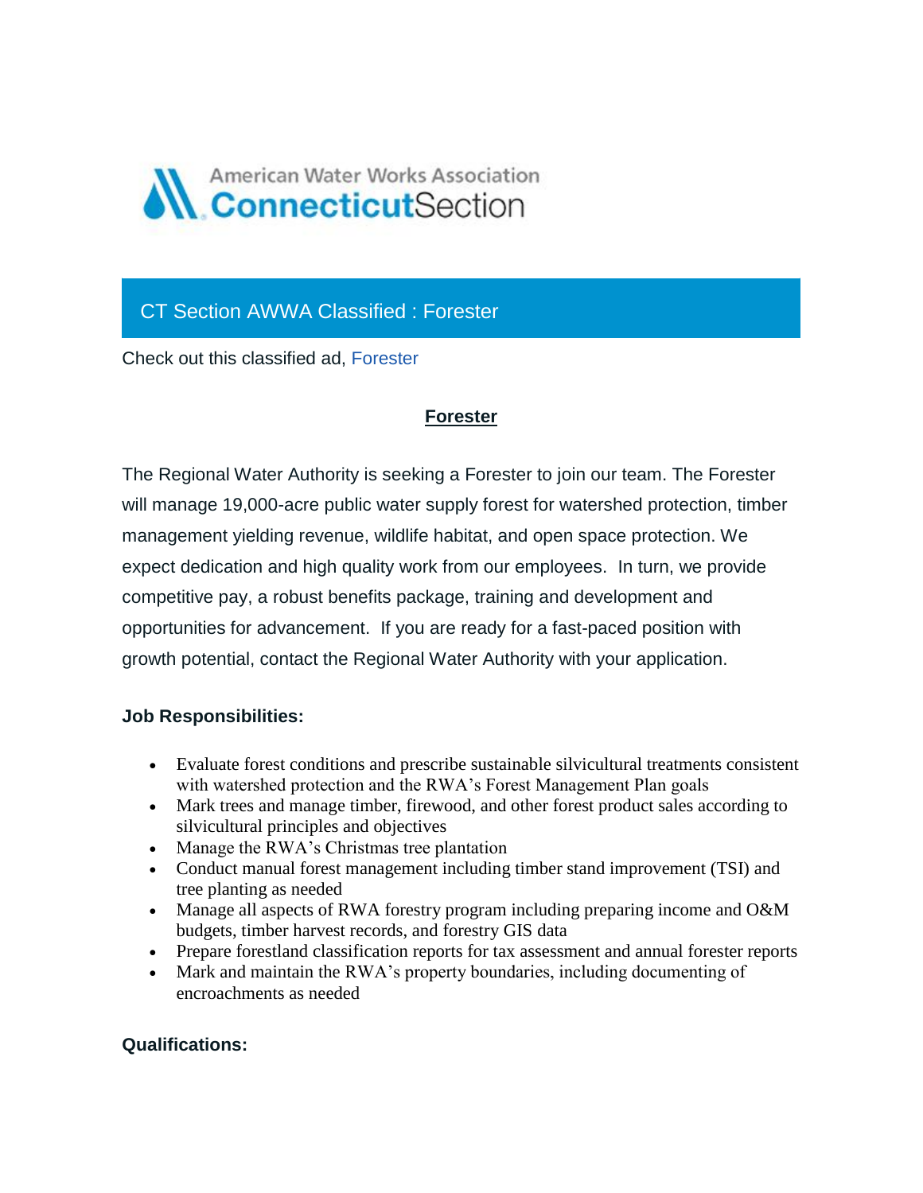American Water Works Association ConnecticutSection

## CT Section AWWA Classified : Forester

Check out this classified ad, Forester

### Forester

The Regional Water Authority is seeking a Forester to join our team. The Forester will manage 19,000-acre public water supply forest for watershed protection, timber management yielding revenue, wildlife habitat, and open space protection. We expect dedication and high quality work from our employees. In turn, we provide competitive pay, a robust benefits package, training and development and opportunities for advancement. If you are ready for a fast-paced position with growth potential, contact the Regional Water Authority with your application.

**Job Responsibilities:**

- Evaluate forest conditions and prescribe sustainable silvicultural treatments consistent with watershed protection and the RWA's Forest Management Plan goals
- Mark trees and manage timber, firewood, and other forest product sales according to silvicultural principles and objectives
- Manage the RWA's Christmas tree plantation
- Conduct manual forest management including timber stand improvement (TSI) and tree planting as needed
- Manage all aspects of RWA forestry program including preparing income and O&M budgets, timber harvest records, and forestry GIS data
- Prepare forestland classification reports for tax assessment and annual forester reports
- Mark and maintain the RWA's property boundaries, including documenting of encroachments as needed

**Qualifications:**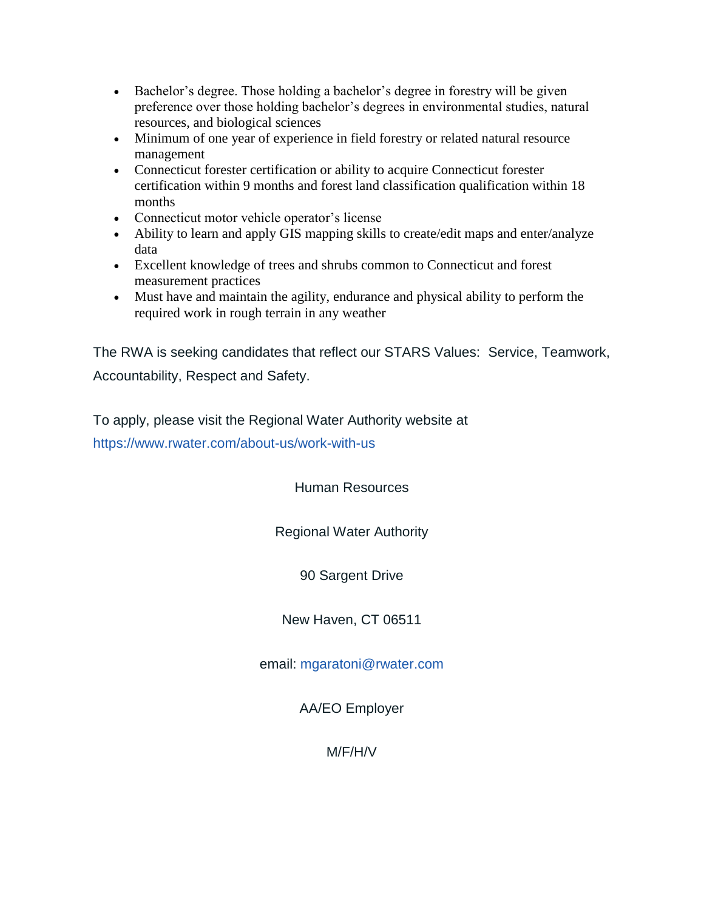- Bachelor's degree. Those holding a bachelor's degree in forestry will be given preference over those holding bachelor's degrees in environmental studies, natural resources, and biological sciences
- Minimum of one year of experience in field forestry or related natural resource management
- Connecticut forester certification or ability to acquire Connecticut forester certification within 9 months and forest land classification qualification within 18 months
- Connecticut motor vehicle operator's license
- Ability to learn and apply GIS mapping skills to create/edit maps and enter/analyze data
- Excellent knowledge of trees and shrubs common to Connecticut and forest measurement practices
- Must have and maintain the agility, endurance and physical ability to perform the required work in rough terrain in any weather

The RWA is seeking candidates that reflect our STARS Values: Service, Teamwork, Accountability, Respect and Safety.

To apply, please visit the Regional Water Authority website at https://www.rwater.com/about-us/work-with-us

Human Resources

Regional Water Authority

90 Sargent Drive

New Haven, CT 06511

email: mgaratoni@rwater.com

AA/EO Employer

M/F/H/V